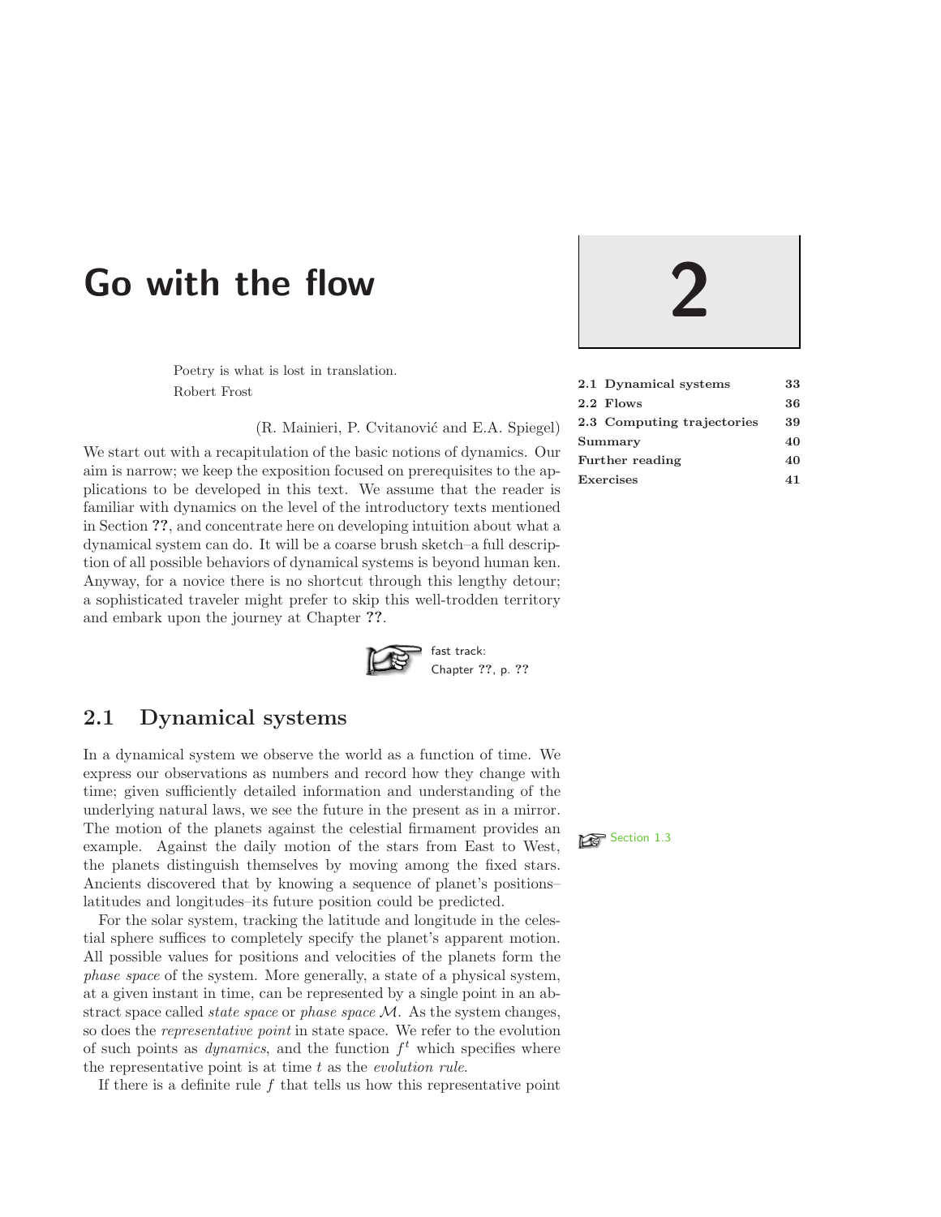# 2 Go with the flow

| | |
|---|---|
| 2.1 Dynamical systems | 33 |
| 2.2 Flows | 36 |
| 2.3 Computing trajectories | 39 |
| Summary | 40 |
| Further reading | 40 |
| Exercises | 41 |

Poetry is what is lost in translation.
Robert Frost

(R. Mainieri, P. Cvitanović and E.A. Spiegel)

We start out with a recapitulation of the basic notions of dynamics. Our aim is narrow; we keep the exposition focused on prerequisites to the applications to be developed in this text. We assume that the reader is familiar with dynamics on the level of the introductory texts mentioned in Section **??**, and concentrate here on developing intuition about what a dynamical system can do. It will be a coarse brush sketch–a full description of all possible behaviors of dynamical systems is beyond human ken. Anyway, for a novice there is no shortcut through this lengthy detour; a sophisticated traveler might prefer to skip this well-trodden territory and embark upon the journey at Chapter **??**.

fast track:
Chapter **??**, p. **??**

## 2.1 Dynamical systems

In a dynamical system we observe the world as a function of time. We express our observations as numbers and record how they change with time; given sufficiently detailed information and understanding of the underlying natural laws, we see the future in the present as in a mirror. The motion of the planets against the celestial firmament provides an example. Against the daily motion of the stars from East to West, the planets distinguish themselves by moving among the fixed stars. Ancients discovered that by knowing a sequence of planet's positions–latitudes and longitudes–its future position could be predicted.

Section 1.3

For the solar system, tracking the latitude and longitude in the celestial sphere suffices to completely specify the planet's apparent motion. All possible values for positions and velocities of the planets form the *phase space* of the system. More generally, a state of a physical system, at a given instant in time, can be represented by a single point in an abstract space called *state space* or *phase space* $\mathcal{M}$. As the system changes, so does the *representative point* in state space. We refer to the evolution of such points as *dynamics*, and the function $f^t$ which specifies where the representative point is at time $t$ as the *evolution rule*.

If there is a definite rule $f$ that tells us how this representative point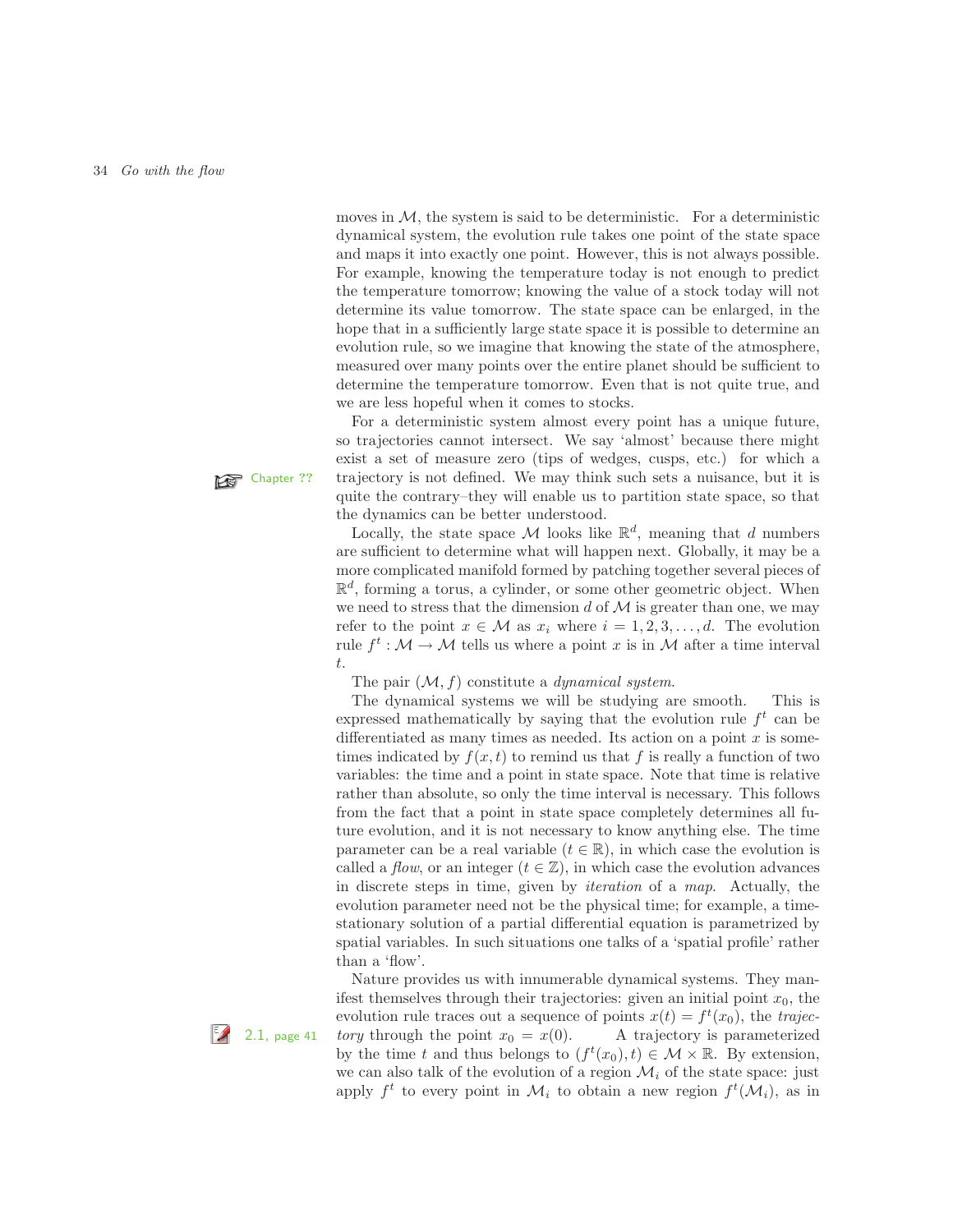moves in $\mathcal{M}$, the system is said to be deterministic. For a deterministic dynamical system, the evolution rule takes one point of the state space and maps it into exactly one point. However, this is not always possible. For example, knowing the temperature today is not enough to predict the temperature tomorrow; knowing the value of a stock today will not determine its value tomorrow. The state space can be enlarged, in the hope that in a sufficiently large state space it is possible to determine an evolution rule, so we imagine that knowing the state of the atmosphere, measured over many points over the entire planet should be sufficient to determine the temperature tomorrow. Even that is not quite true, and we are less hopeful when it comes to stocks.

For a deterministic system almost every point has a unique future, so trajectories cannot intersect. We say 'almost' because there might exist a set of measure zero (tips of wedges, cusps, etc.) for which a trajectory is not defined. We may think such sets a nuisance, but it is quite the contrary–they will enable us to partition state space, so that the dynamics can be better understood.

Chapter ??

Locally, the state space $\mathcal{M}$ looks like $\mathbb{R}^d$, meaning that $d$ numbers are sufficient to determine what will happen next. Globally, it may be a more complicated manifold formed by patching together several pieces of $\mathbb{R}^d$, forming a torus, a cylinder, or some other geometric object. When we need to stress that the dimension $d$ of $\mathcal{M}$ is greater than one, we may refer to the point $x \in \mathcal{M}$ as $x_i$ where $i = 1, 2, 3, \ldots, d$. The evolution rule $f^t : \mathcal{M} \to \mathcal{M}$ tells us where a point $x$ is in $\mathcal{M}$ after a time interval $t$.

The pair $(\mathcal{M}, f)$ constitute a *dynamical system*.

The dynamical systems we will be studying are smooth. This is expressed mathematically by saying that the evolution rule $f^t$ can be differentiated as many times as needed. Its action on a point $x$ is sometimes indicated by $f(x, t)$ to remind us that $f$ is really a function of two variables: the time and a point in state space. Note that time is relative rather than absolute, so only the time interval is necessary. This follows from the fact that a point in state space completely determines all future evolution, and it is not necessary to know anything else. The time parameter can be a real variable ($t \in \mathbb{R}$), in which case the evolution is called a *flow*, or an integer ($t \in \mathbb{Z}$), in which case the evolution advances in discrete steps in time, given by *iteration* of a *map*. Actually, the evolution parameter need not be the physical time; for example, a time-stationary solution of a partial differential equation is parametrized by spatial variables. In such situations one talks of a 'spatial profile' rather than a 'flow'.

Nature provides us with innumerable dynamical systems. They manifest themselves through their trajectories: given an initial point $x_0$, the evolution rule traces out a sequence of points $x(t) = f^t(x_0)$, the *trajectory* through the point $x_0 = x(0)$. A trajectory is parameterized by the time $t$ and thus belongs to $(f^t(x_0), t) \in \mathcal{M} \times \mathbb{R}$. By extension, we can also talk of the evolution of a region $\mathcal{M}_i$ of the state space: just apply $f^t$ to every point in $\mathcal{M}_i$ to obtain a new region $f^t(\mathcal{M}_i)$, as in

2.1, page 41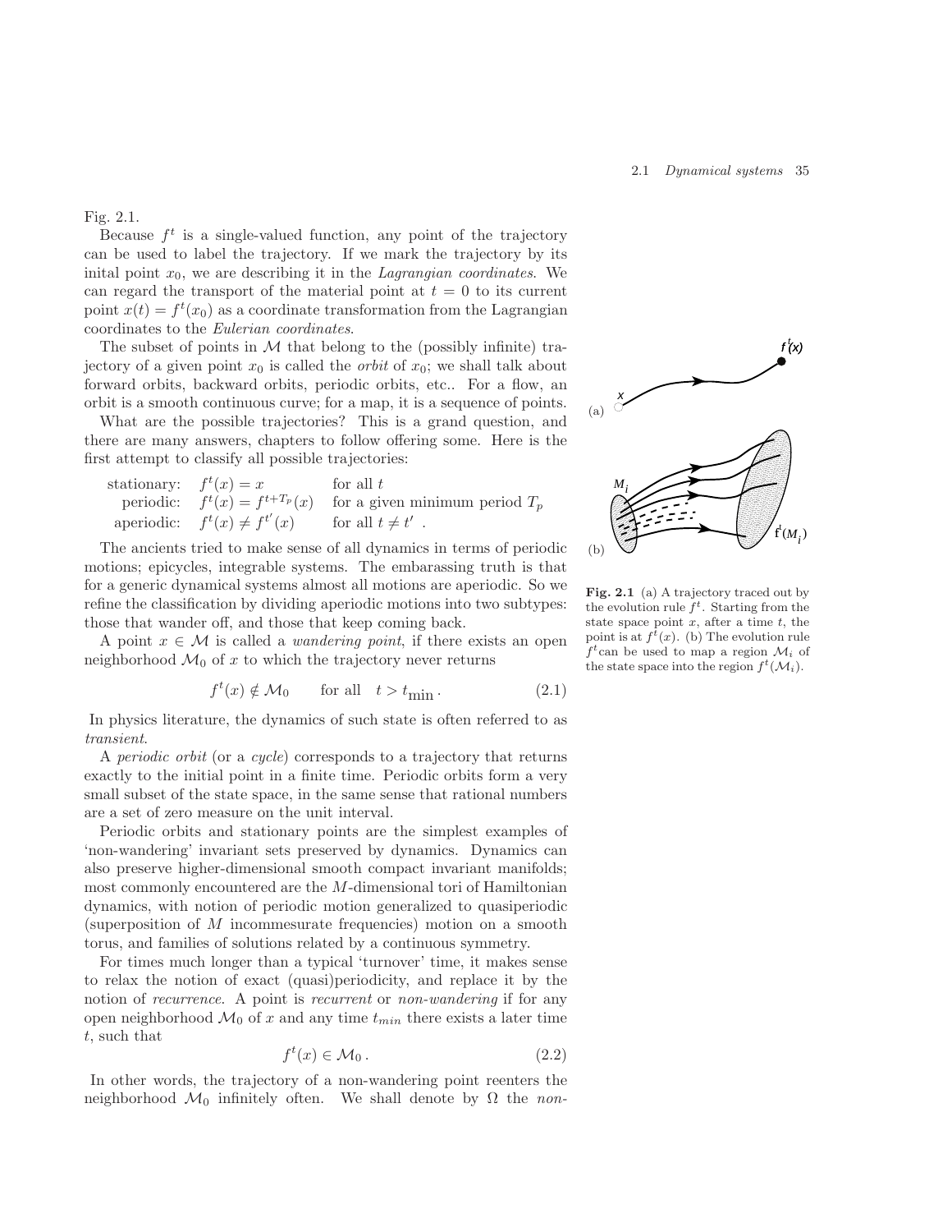Fig. 2.1.

Because $f^t$ is a single-valued function, any point of the trajectory can be used to label the trajectory. If we mark the trajectory by its inital point $x_0$, we are describing it in the *Lagrangian coordinates*. We can regard the transport of the material point at $t = 0$ to its current point $x(t) = f^t(x_0)$ as a coordinate transformation from the Lagrangian coordinates to the *Eulerian coordinates*.

The subset of points in $\mathcal{M}$ that belong to the (possibly infinite) trajectory of a given point $x_0$ is called the *orbit* of $x_0$; we shall talk about forward orbits, backward orbits, periodic orbits, etc.. For a flow, an orbit is a smooth continuous curve; for a map, it is a sequence of points.

What are the possible trajectories? This is a grand question, and there are many answers, chapters to follow offering some. Here is the first attempt to classify all possible trajectories:

| | | |
|---|---|---|
| stationary: | $f^t(x) = x$ | for all $t$ |
| periodic: | $f^t(x) = f^{t+T_p}(x)$ | for a given minimum period $T_p$ |
| aperiodic: | $f^t(x) \neq f^{t'}(x)$ | for all $t \neq t'$ . |

The ancients tried to make sense of all dynamics in terms of periodic motions; epicycles, integrable systems. The embarassing truth is that for a generic dynamical systems almost all motions are aperiodic. So we refine the classification by dividing aperiodic motions into two subtypes: those that wander off, and those that keep coming back.

A point $x \in \mathcal{M}$ is called a *wandering point*, if there exists an open neighborhood $\mathcal{M}_0$ of $x$ to which the trajectory never returns

$$f^t(x) \notin \mathcal{M}_0 \qquad \text{for all} \quad t > t_{\min} \,. \tag{2.1}$$

In physics literature, the dynamics of such state is often referred to as *transient*.

A *periodic orbit* (or a *cycle*) corresponds to a trajectory that returns exactly to the initial point in a finite time. Periodic orbits form a very small subset of the state space, in the same sense that rational numbers are a set of zero measure on the unit interval.

Periodic orbits and stationary points are the simplest examples of 'non-wandering' invariant sets preserved by dynamics. Dynamics can also preserve higher-dimensional smooth compact invariant manifolds; most commonly encountered are the $M$-dimensional tori of Hamiltonian dynamics, with notion of periodic motion generalized to quasiperiodic (superposition of $M$ incommesurate frequencies) motion on a smooth torus, and families of solutions related by a continuous symmetry.

For times much longer than a typical 'turnover' time, it makes sense to relax the notion of exact (quasi)periodicity, and replace it by the notion of *recurrence*. A point is *recurrent* or *non-wandering* if for any open neighborhood $\mathcal{M}_0$ of $x$ and any time $t_{min}$ there exists a later time $t$, such that

$$f^t(x) \in \mathcal{M}_0 \,. \tag{2.2}$$

In other words, the trajectory of a non-wandering point reenters the neighborhood $\mathcal{M}_0$ infinitely often. We shall denote by $\Omega$ the *non-*

**Fig. 2.1** (a) A trajectory traced out by the evolution rule $f^t$. Starting from the state space point $x$, after a time $t$, the point is at $f^t(x)$. (b) The evolution rule $f^t$ can be used to map a region $\mathcal{M}_i$ of the state space into the region $f^t(\mathcal{M}_i)$.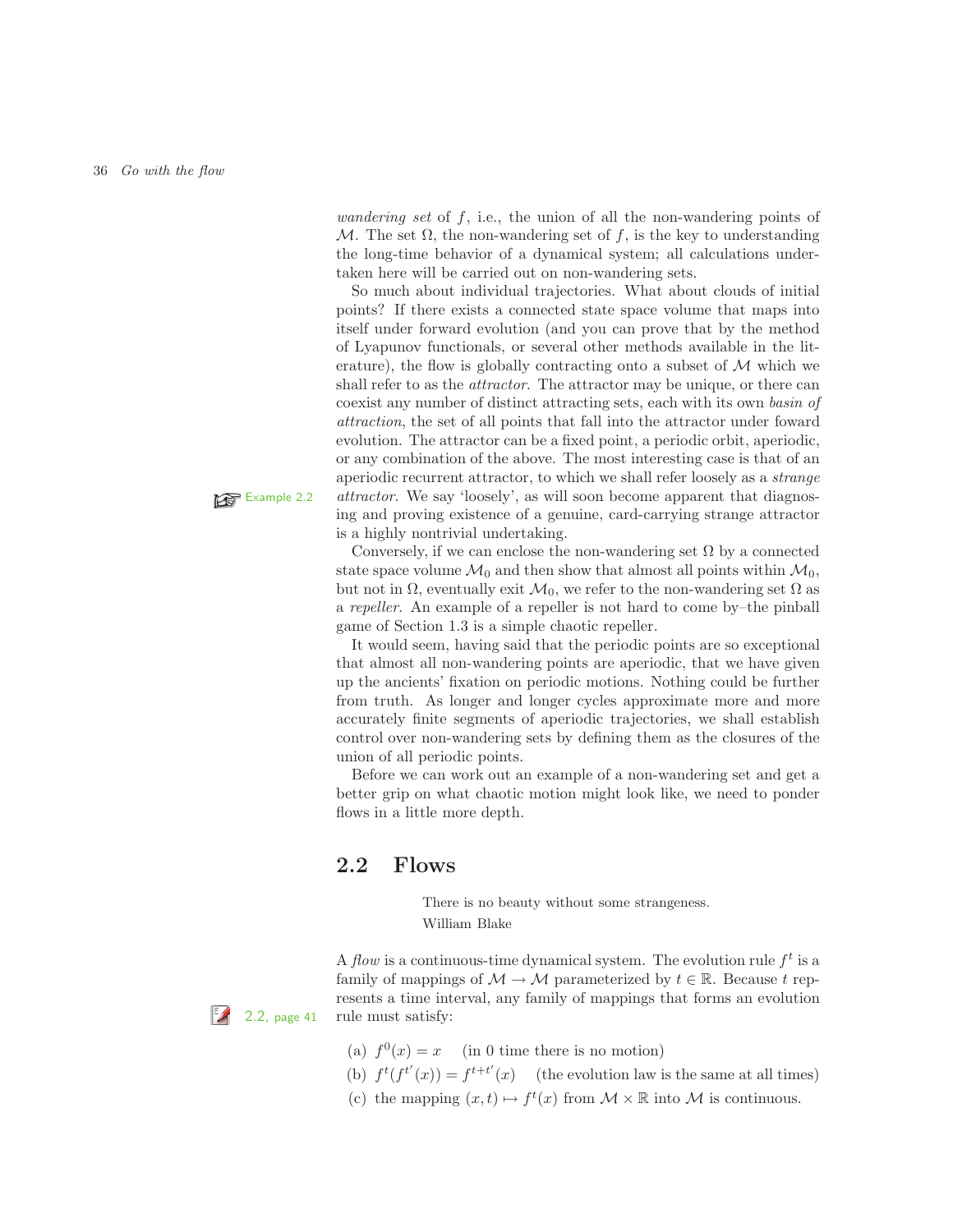*wandering set* of $f$, i.e., the union of all the non-wandering points of $\mathcal{M}$. The set $\Omega$, the non-wandering set of $f$, is the key to understanding the long-time behavior of a dynamical system; all calculations undertaken here will be carried out on non-wandering sets.

So much about individual trajectories. What about clouds of initial points? If there exists a connected state space volume that maps into itself under forward evolution (and you can prove that by the method of Lyapunov functionals, or several other methods available in the literature), the flow is globally contracting onto a subset of $\mathcal{M}$ which we shall refer to as the *attractor*. The attractor may be unique, or there can coexist any number of distinct attracting sets, each with its own *basin of attraction*, the set of all points that fall into the attractor under foward evolution. The attractor can be a fixed point, a periodic orbit, aperiodic, or any combination of the above. The most interesting case is that of an aperiodic recurrent attractor, to which we shall refer loosely as a *strange attractor*. We say 'loosely', as will soon become apparent that diagnosing and proving existence of a genuine, card-carrying strange attractor is a highly nontrivial undertaking.

Example 2.2

Conversely, if we can enclose the non-wandering set $\Omega$ by a connected state space volume $\mathcal{M}_0$ and then show that almost all points within $\mathcal{M}_0$, but not in $\Omega$, eventually exit $\mathcal{M}_0$, we refer to the non-wandering set $\Omega$ as a *repeller*. An example of a repeller is not hard to come by–the pinball game of Section 1.3 is a simple chaotic repeller.

It would seem, having said that the periodic points are so exceptional that almost all non-wandering points are aperiodic, that we have given up the ancients' fixation on periodic motions. Nothing could be further from truth. As longer and longer cycles approximate more and more accurately finite segments of aperiodic trajectories, we shall establish control over non-wandering sets by defining them as the closures of the union of all periodic points.

Before we can work out an example of a non-wandering set and get a better grip on what chaotic motion might look like, we need to ponder flows in a little more depth.

## 2.2 Flows

There is no beauty without some strangeness.
William Blake

A *flow* is a continuous-time dynamical system. The evolution rule $f^t$ is a family of mappings of $\mathcal{M} \to \mathcal{M}$ parameterized by $t \in \mathbb{R}$. Because $t$ represents a time interval, any family of mappings that forms an evolution rule must satisfy:

2.2, page 41

(a) $f^0(x) = x$ (in 0 time there is no motion)

(b) $f^t(f^{t'}(x)) = f^{t+t'}(x)$ (the evolution law is the same at all times)

(c) the mapping $(x,t) \mapsto f^t(x)$ from $\mathcal{M} \times \mathbb{R}$ into $\mathcal{M}$ is continuous.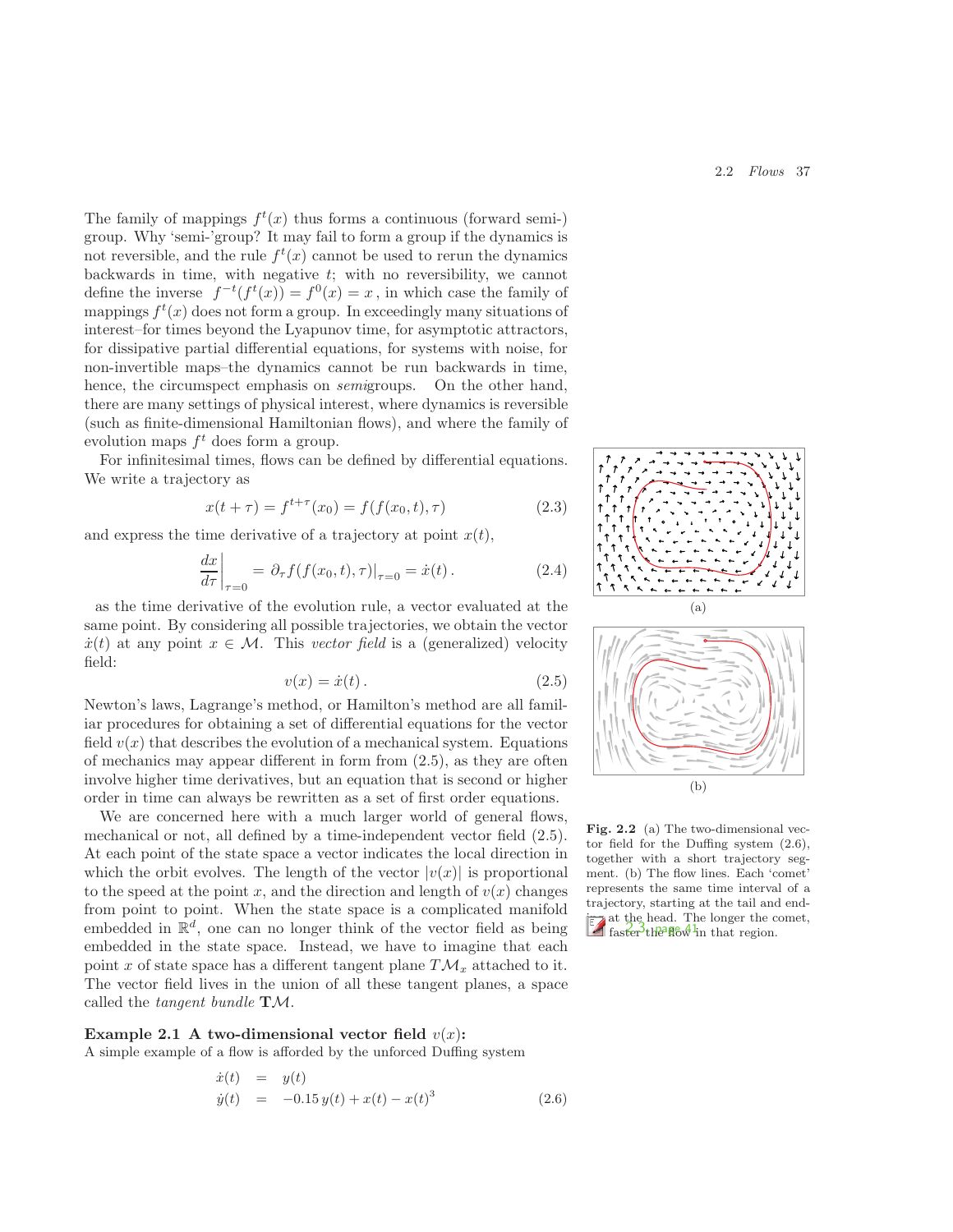The family of mappings $f^t(x)$ thus forms a continuous (forward semi-) group. Why 'semi-'group? It may fail to form a group if the dynamics is not reversible, and the rule $f^t(x)$ cannot be used to rerun the dynamics backwards in time, with negative $t$; with no reversibility, we cannot define the inverse $f^{-t}(f^t(x)) = f^0(x) = x$, in which case the family of mappings $f^t(x)$ does not form a group. In exceedingly many situations of interest–for times beyond the Lyapunov time, for asymptotic attractors, for dissipative partial differential equations, for systems with noise, for non-invertible maps–the dynamics cannot be run backwards in time, hence, the circumspect emphasis on *semi*groups. On the other hand, there are many settings of physical interest, where dynamics is reversible (such as finite-dimensional Hamiltonian flows), and where the family of evolution maps $f^t$ does form a group.

For infinitesimal times, flows can be defined by differential equations. We write a trajectory as

$$x(t+\tau) = f^{t+\tau}(x_0) = f(f(x_0,t),\tau) \tag{2.3}$$

and express the time derivative of a trajectory at point $x(t)$,

$$\left.\frac{dx}{d\tau}\right|_{\tau=0} = \partial_\tau f(f(x_0,t),\tau)|_{\tau=0} = \dot{x}(t)\,. \tag{2.4}$$

as the time derivative of the evolution rule, a vector evaluated at the same point. By considering all possible trajectories, we obtain the vector $\dot{x}(t)$ at any point $x \in \mathcal{M}$. This *vector field* is a (generalized) velocity field:

$$v(x) = \dot{x}(t)\,. \tag{2.5}$$

Newton's laws, Lagrange's method, or Hamilton's method are all familiar procedures for obtaining a set of differential equations for the vector field $v(x)$ that describes the evolution of a mechanical system. Equations of mechanics may appear different in form from (2.5), as they are often involve higher time derivatives, but an equation that is second or higher order in time can always be rewritten as a set of first order equations.

We are concerned here with a much larger world of general flows, mechanical or not, all defined by a time-independent vector field (2.5). At each point of the state space a vector indicates the local direction in which the orbit evolves. The length of the vector $|v(x)|$ is proportional to the speed at the point $x$, and the direction and length of $v(x)$ changes from point to point. When the state space is a complicated manifold embedded in $\mathbb{R}^d$, one can no longer think of the vector field as being embedded in the state space. Instead, we have to imagine that each point $x$ of state space has a different tangent plane $T\mathcal{M}_x$ attached to it. The vector field lives in the union of all these tangent planes, a space called the *tangent bundle* $\mathbf{T}\mathcal{M}$.

**Fig. 2.2** (a) The two-dimensional vector field for the Duffing system (2.6), together with a short trajectory segment. (b) The flow lines. Each 'comet' represents the same time interval of a trajectory, starting at the tail and ending at the head. The longer the comet, faster the flow in that region.

2.3, page 41

**Example 2.1 A two-dimensional vector field $v(x)$:**
A simple example of a flow is afforded by the unforced Duffing system

$$\begin{aligned} \dot{x}(t) &= y(t) \\ \dot{y}(t) &= -0.15\,y(t) + x(t) - x(t)^3 \end{aligned} \tag{2.6}$$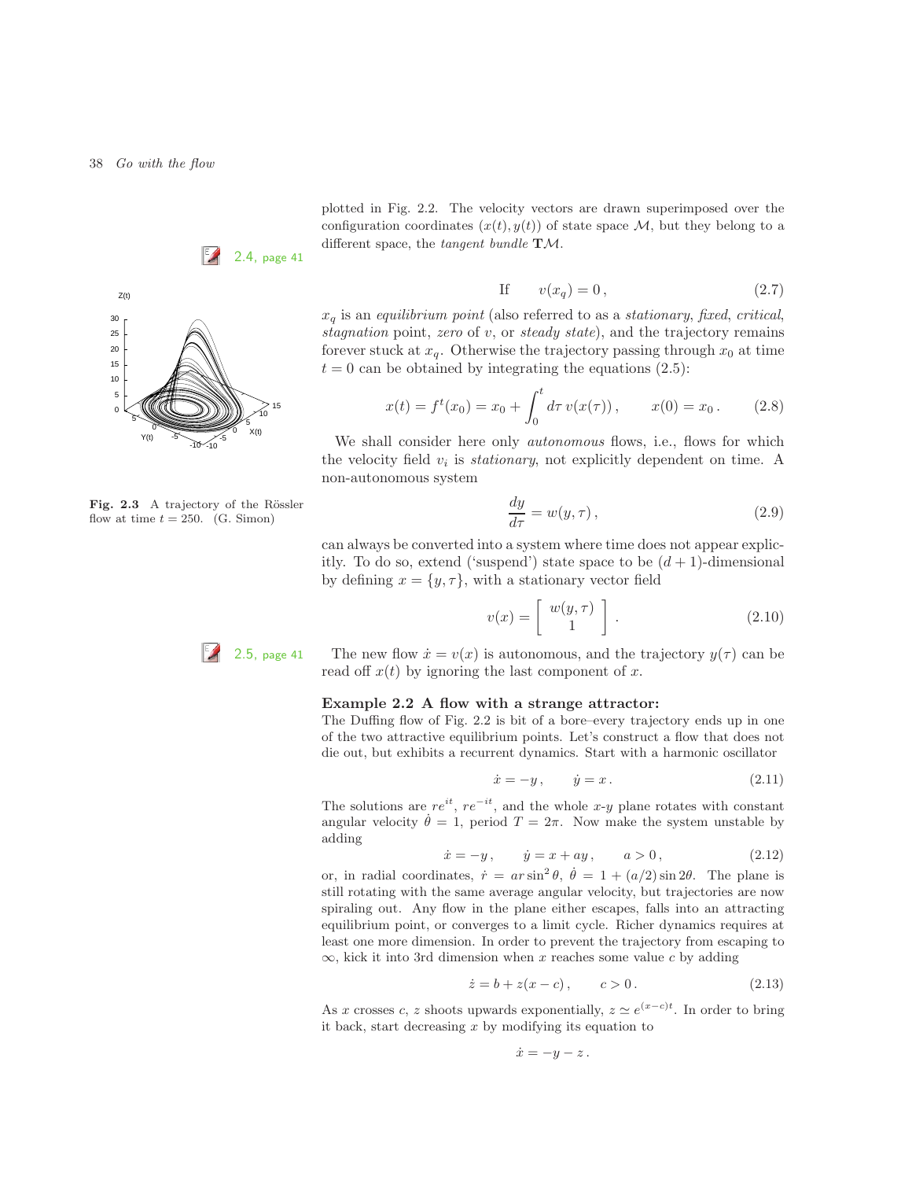plotted in Fig. 2.2. The velocity vectors are drawn superimposed over the configuration coordinates $(x(t), y(t))$ of state space $\mathcal{M}$, but they belong to a different space, the *tangent bundle* $\mathbf{T}\mathcal{M}$.

2.4, page 41

$$\text{If} \qquad v(x_q) = 0\,, \tag{2.7}$$

$x_q$ is an *equilibrium point* (also referred to as a *stationary*, *fixed*, *critical*, *stagnation* point, *zero* of $v$, or *steady state*), and the trajectory remains forever stuck at $x_q$. Otherwise the trajectory passing through $x_0$ at time $t = 0$ can be obtained by integrating the equations (2.5):

$$x(t) = f^t(x_0) = x_0 + \int_0^t d\tau\, v(x(\tau))\,, \qquad x(0) = x_0\,. \tag{2.8}$$

We shall consider here only *autonomous* flows, i.e., flows for which the velocity field $v_i$ is *stationary*, not explicitly dependent on time. A non-autonomous system

$$\frac{dy}{d\tau} = w(y, \tau)\,, \tag{2.9}$$

can always be converted into a system where time does not appear explicitly. To do so, extend ('suspend') state space to be $(d+1)$-dimensional by defining $x = \{y, \tau\}$, with a stationary vector field

$$v(x) = \left[ \begin{array}{c} w(y,\tau) \\ 1 \end{array} \right]. \tag{2.10}$$

2.5, page 41

The new flow $\dot{x} = v(x)$ is autonomous, and the trajectory $y(\tau)$ can be read off $x(t)$ by ignoring the last component of $x$.

**Fig. 2.3** A trajectory of the Rössler flow at time $t = 250$. (G. Simon)

**Example 2.2 A flow with a strange attractor:**
The Duffing flow of Fig. 2.2 is bit of a bore–every trajectory ends up in one of the two attractive equilibrium points. Let's construct a flow that does not die out, but exhibits a recurrent dynamics. Start with a harmonic oscillator

$$\dot{x} = -y\,, \qquad \dot{y} = x\,. \tag{2.11}$$

The solutions are $re^{it}$, $re^{-it}$, and the whole $x$-$y$ plane rotates with constant angular velocity $\dot{\theta} = 1$, period $T = 2\pi$. Now make the system unstable by adding

$$\dot{x} = -y\,, \qquad \dot{y} = x + ay\,, \qquad a > 0\,, \tag{2.12}$$

or, in radial coordinates, $\dot{r} = ar\sin^2\theta$, $\dot{\theta} = 1 + (a/2)\sin 2\theta$. The plane is still rotating with the same average angular velocity, but trajectories are now spiraling out. Any flow in the plane either escapes, falls into an attracting equilibrium point, or converges to a limit cycle. Richer dynamics requires at least one more dimension. In order to prevent the trajectory from escaping to $\infty$, kick it into 3rd dimension when $x$ reaches some value $c$ by adding

$$\dot{z} = b + z(x - c)\,, \qquad c > 0\,. \tag{2.13}$$

As $x$ crosses $c$, $z$ shoots upwards exponentially, $z \simeq e^{(x-c)t}$. In order to bring it back, start decreasing $x$ by modifying its equation to

$$\dot{x} = -y - z\,.$$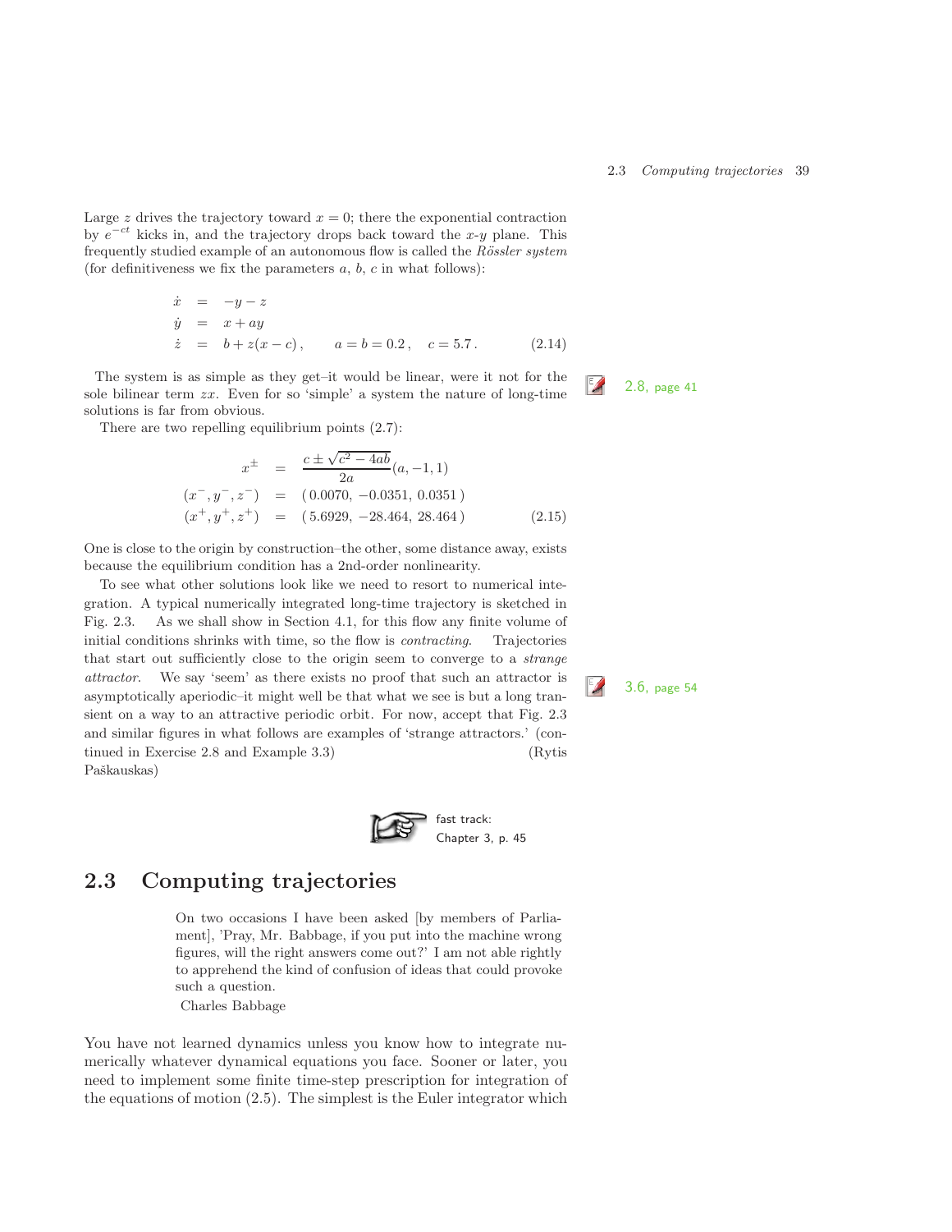Large $z$ drives the trajectory toward $x = 0$; there the exponential contraction by $e^{-ct}$ kicks in, and the trajectory drops back toward the $x$-$y$ plane. This frequently studied example of an autonomous flow is called the *Rössler system* (for definitiveness we fix the parameters $a$, $b$, $c$ in what follows):

$$
\begin{aligned}
\dot{x} &= -y - z \\
\dot{y} &= x + ay \\
\dot{z} &= b + z(x - c)\,, \qquad a = b = 0.2\,, \quad c = 5.7\,.
\end{aligned}
\tag{2.14}
$$

The system is as simple as they get–it would be linear, were it not for the sole bilinear term $zx$. Even for so 'simple' a system the nature of long-time solutions is far from obvious.

2.8, page 41

There are two repelling equilibrium points (2.7):

$$
\begin{aligned}
x^{\pm} &= \frac{c \pm \sqrt{c^2 - 4ab}}{2a}(a, -1, 1) \\
(x^-, y^-, z^-) &= (\,0.0070,\ -0.0351,\ 0.0351\,) \\
(x^+, y^+, z^+) &= (\,5.6929,\ -28.464,\ 28.464\,)
\end{aligned}
\tag{2.15}
$$

One is close to the origin by construction–the other, some distance away, exists because the equilibrium condition has a 2nd-order nonlinearity.

To see what other solutions look like we need to resort to numerical integration. A typical numerically integrated long-time trajectory is sketched in Fig. 2.3. As we shall show in Section 4.1, for this flow any finite volume of initial conditions shrinks with time, so the flow is *contracting*. Trajectories that start out sufficiently close to the origin seem to converge to a *strange attractor*. We say 'seem' as there exists no proof that such an attractor is asymptotically aperiodic–it might well be that what we see is but a long transient on a way to an attractive periodic orbit. For now, accept that Fig. 2.3 and similar figures in what follows are examples of 'strange attractors.' (continued in Exercise 2.8 and Example 3.3) (Rytis Paškauskas)

3.6, page 54

fast track:
Chapter 3, p. 45

## 2.3 Computing trajectories

> On two occasions I have been asked [by members of Parliament], 'Pray, Mr. Babbage, if you put into the machine wrong figures, will the right answers come out?' I am not able rightly to apprehend the kind of confusion of ideas that could provoke such a question.
>
> Charles Babbage

You have not learned dynamics unless you know how to integrate numerically whatever dynamical equations you face. Sooner or later, you need to implement some finite time-step prescription for integration of the equations of motion (2.5). The simplest is the Euler integrator which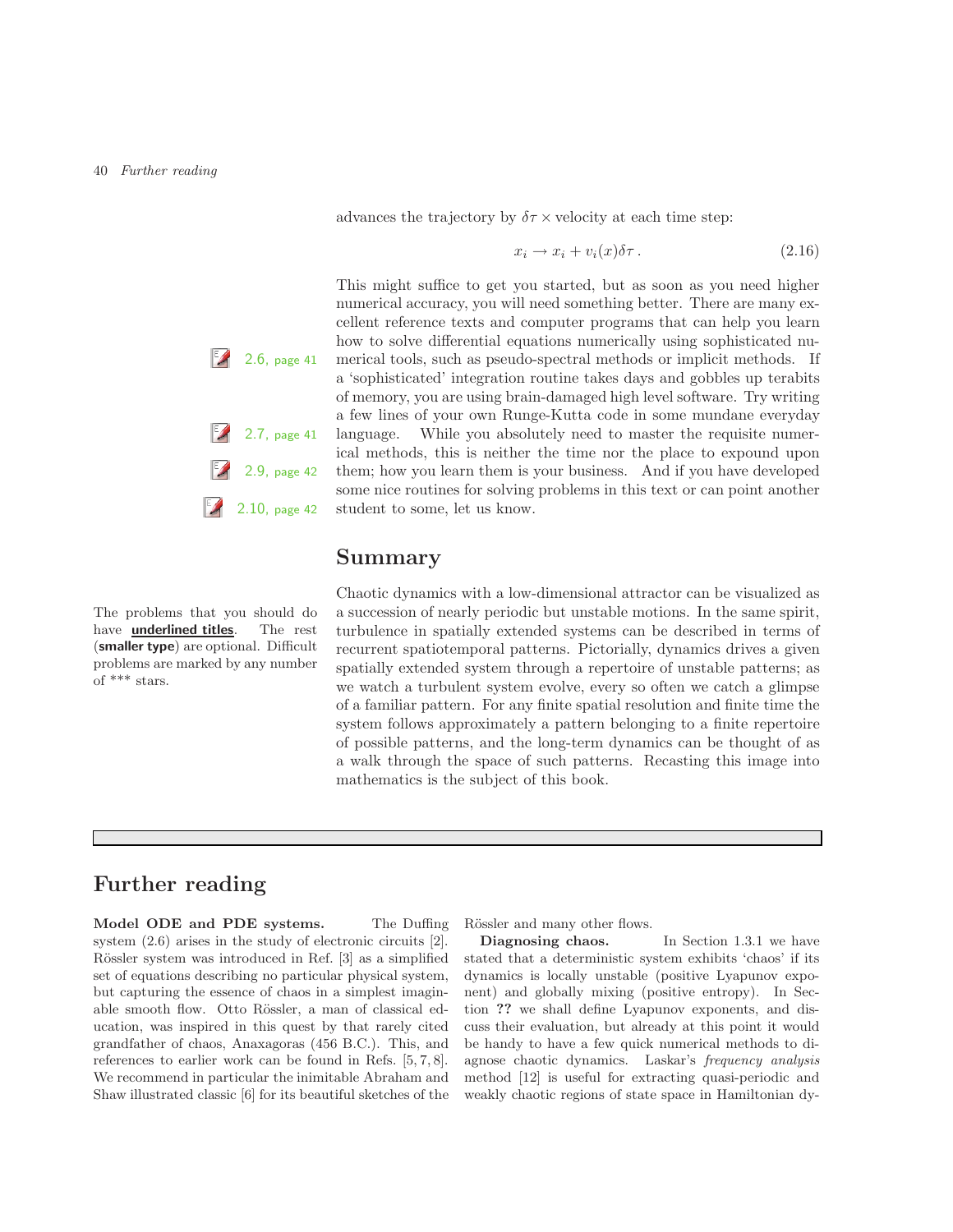advances the trajectory by $\delta\tau \times$ velocity at each time step:

$$x_i \to x_i + v_i(x)\delta\tau\,. \tag{2.16}$$

This might suffice to get you started, but as soon as you need higher numerical accuracy, you will need something better. There are many excellent reference texts and computer programs that can help you learn how to solve differential equations numerically using sophisticated numerical tools, such as pseudo-spectral methods or implicit methods. If a 'sophisticated' integration routine takes days and gobbles up terabits of memory, you are using brain-damaged high level software. Try writing a few lines of your own Runge-Kutta code in some mundane everyday language. While you absolutely need to master the requisite numerical methods, this is neither the time nor the place to expound upon them; how you learn them is your business. And if you have developed some nice routines for solving problems in this text or can point another student to some, let us know.

2.6, page 41

2.7, page 41

2.9, page 42

2.10, page 42

## Summary

Chaotic dynamics with a low-dimensional attractor can be visualized as a succession of nearly periodic but unstable motions. In the same spirit, turbulence in spatially extended systems can be described in terms of recurrent spatiotemporal patterns. Pictorially, dynamics drives a given spatially extended system through a repertoire of unstable patterns; as we watch a turbulent system evolve, every so often we catch a glimpse of a familiar pattern. For any finite spatial resolution and finite time the system follows approximately a pattern belonging to a finite repertoire of possible patterns, and the long-term dynamics can be thought of as a walk through the space of such patterns. Recasting this image into mathematics is the subject of this book.

The problems that you should do have **underlined titles**. The rest (**smaller type**) are optional. Difficult problems are marked by any number of *** stars.

## Further reading

**Model ODE and PDE systems.** The Duffing system (2.6) arises in the study of electronic circuits [2]. Rössler system was introduced in Ref. [3] as a simplified set of equations describing no particular physical system, but capturing the essence of chaos in a simplest imaginable smooth flow. Otto Rössler, a man of classical education, was inspired in this quest by that rarely cited grandfather of chaos, Anaxagoras (456 B.C.). This, and references to earlier work can be found in Refs. [5, 7, 8]. We recommend in particular the inimitable Abraham and Shaw illustrated classic [6] for its beautiful sketches of the Rössler and many other flows.

**Diagnosing chaos.** In Section 1.3.1 we have stated that a deterministic system exhibits 'chaos' if its dynamics is locally unstable (positive Lyapunov exponent) and globally mixing (positive entropy). In Section **??** we shall define Lyapunov exponents, and discuss their evaluation, but already at this point it would be handy to have a few quick numerical methods to diagnose chaotic dynamics. Laskar's *frequency analysis* method [12] is useful for extracting quasi-periodic and weakly chaotic regions of state space in Hamiltonian dy-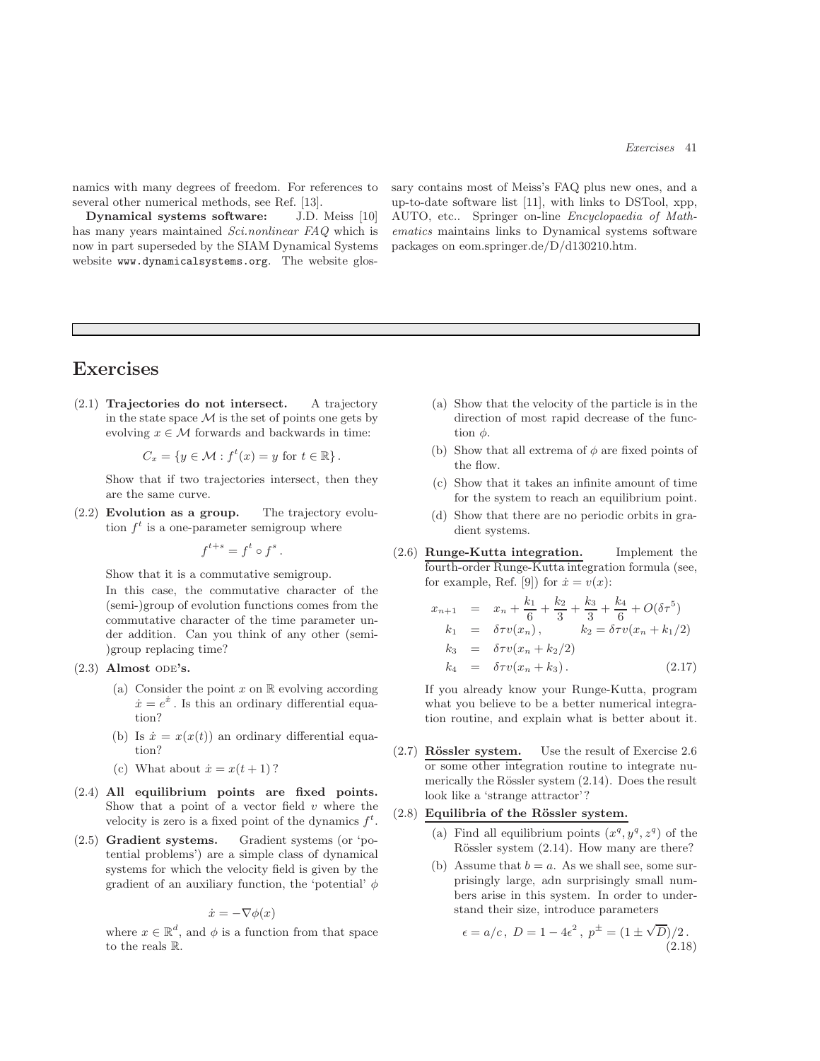namics with many degrees of freedom. For references to several other numerical methods, see Ref. [13].

**Dynamical systems software:** J.D. Meiss [10] has many years maintained *Sci.nonlinear FAQ* which is now in part superseded by the SIAM Dynamical Systems website `www.dynamicalsystems.org`. The website glossary contains most of Meiss's FAQ plus new ones, and a up-to-date software list [11], with links to DSTool, xpp, AUTO, etc.. Springer on-line *Encyclopaedia of Mathematics* maintains links to Dynamical systems software packages on eom.springer.de/D/d130210.htm.

## Exercises

(2.1) **Trajectories do not intersect.** A trajectory in the state space $\mathcal{M}$ is the set of points one gets by evolving $x \in \mathcal{M}$ forwards and backwards in time:

$$C_x = \{y \in \mathcal{M} : f^t(x) = y \text{ for } t \in \mathbb{R}\}.$$

Show that if two trajectories intersect, then they are the same curve.

(2.2) **Evolution as a group.** The trajectory evolution $f^t$ is a one-parameter semigroup where

$$f^{t+s} = f^t \circ f^s .$$

Show that it is a commutative semigroup.

In this case, the commutative character of the (semi-)group of evolution functions comes from the commutative character of the time parameter under addition. Can you think of any other (semi-)group replacing time?

(2.3) **Almost ODE's.**

(a) Consider the point $x$ on $\mathbb{R}$ evolving according $\dot{x} = e^{\dot{x}}$. Is this an ordinary differential equation?

(b) Is $\dot{x} = x(x(t))$ an ordinary differential equation?

(c) What about $\dot{x} = x(t+1)$ ?

(2.4) **All equilibrium points are fixed points.** Show that a point of a vector field $v$ where the velocity is zero is a fixed point of the dynamics $f^t$.

(2.5) **Gradient systems.** Gradient systems (or 'potential problems') are a simple class of dynamical systems for which the velocity field is given by the gradient of an auxiliary function, the 'potential' $\phi$

$$\dot{x} = -\nabla\phi(x)$$

where $x \in \mathbb{R}^d$, and $\phi$ is a function from that space to the reals $\mathbb{R}$.

(a) Show that the velocity of the particle is in the direction of most rapid decrease of the function $\phi$.

(b) Show that all extrema of $\phi$ are fixed points of the flow.

(c) Show that it takes an infinite amount of time for the system to reach an equilibrium point.

(d) Show that there are no periodic orbits in gradient systems.

(2.6) **Runge-Kutta integration.** Implement the fourth-order Runge-Kutta integration formula (see, for example, Ref. [9]) for $\dot{x} = v(x)$:

$$\begin{aligned}
x_{n+1} &= x_n + \frac{k_1}{6} + \frac{k_2}{3} + \frac{k_3}{3} + \frac{k_4}{6} + O(\delta\tau^5) \\
k_1 &= \delta\tau v(x_n)\,, \qquad k_2 = \delta\tau v(x_n + k_1/2) \\
k_3 &= \delta\tau v(x_n + k_2/2) \\
k_4 &= \delta\tau v(x_n + k_3)\,.
\end{aligned} \tag{2.17}$$

If you already know your Runge-Kutta, program what you believe to be a better numerical integration routine, and explain what is better about it.

(2.7) **Rössler system.** Use the result of Exercise 2.6 or some other integration routine to integrate numerically the Rössler system (2.14). Does the result look like a 'strange attractor'?

(2.8) **Equilibria of the Rössler system.**

(a) Find all equilibrium points $(x^q, y^q, z^q)$ of the Rössler system (2.14). How many are there?

(b) Assume that $b = a$. As we shall see, some surprisingly large, adn surprisingly small numbers arise in this system. In order to understand their size, introduce parameters

$$\epsilon = a/c\,,\ D = 1 - 4\epsilon^2\,,\ p^{\pm} = (1 \pm \sqrt{D})/2\,. \tag{2.18}$$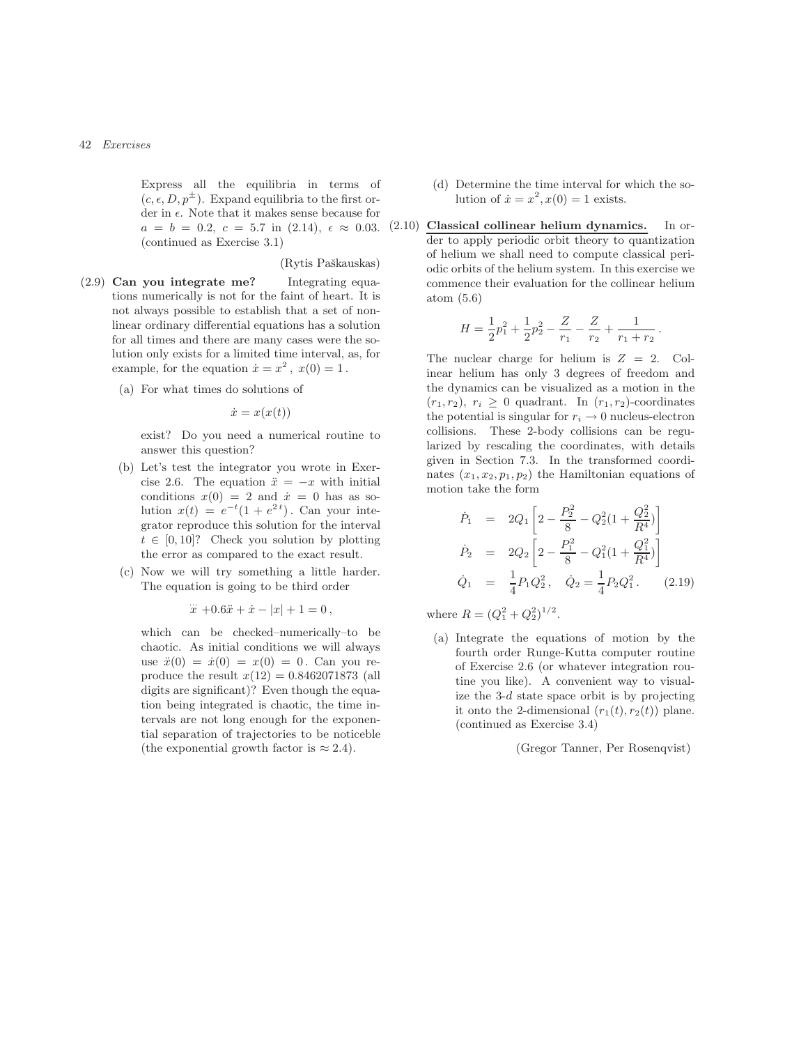Express all the equilibria in terms of $(c, \epsilon, D, p^{\pm})$. Expand equilibria to the first order in $\epsilon$. Note that it makes sense because for $a = b = 0.2$, $c = 5.7$ in (2.14), $\epsilon \approx 0.03$. (continued as Exercise 3.1)

(Rytis Paškauskas)

(2.9) **Can you integrate me?** Integrating equations numerically is not for the faint of heart. It is not always possible to establish that a set of nonlinear ordinary differential equations has a solution for all times and there are many cases were the solution only exists for a limited time interval, as, for example, for the equation $\dot{x} = x^2$, $x(0) = 1$.

(a) For what times do solutions of

$$\dot{x} = x(x(t))$$

exist? Do you need a numerical routine to answer this question?

(b) Let's test the integrator you wrote in Exercise 2.6. The equation $\ddot{x} = -x$ with initial conditions $x(0) = 2$ and $\dot{x} = 0$ has as solution $x(t) = e^{-t}(1 + e^{2t})$. Can your integrator reproduce this solution for the interval $t \in [0, 10]$? Check you solution by plotting the error as compared to the exact result.

(c) Now we will try something a little harder. The equation is going to be third order

$$\dddot{x} + 0.6\ddot{x} + \dot{x} - |x| + 1 = 0\,,$$

which can be checked–numerically–to be chaotic. As initial conditions we will always use $\ddot{x}(0) = \dot{x}(0) = x(0) = 0$. Can you reproduce the result $x(12) = 0.8462071873$ (all digits are significant)? Even though the equation being integrated is chaotic, the time intervals are not long enough for the exponential separation of trajectories to be noticeble (the exponential growth factor is $\approx 2.4$).

(d) Determine the time interval for which the solution of $\dot{x} = x^2, x(0) = 1$ exists.

(2.10) **Classical collinear helium dynamics.** In order to apply periodic orbit theory to quantization of helium we shall need to compute classical periodic orbits of the helium system. In this exercise we commence their evaluation for the collinear helium atom (5.6)

$$H = \frac{1}{2}p_1^2 + \frac{1}{2}p_2^2 - \frac{Z}{r_1} - \frac{Z}{r_2} + \frac{1}{r_1 + r_2}\,.$$

The nuclear charge for helium is $Z = 2$. Collinear helium has only 3 degrees of freedom and the dynamics can be visualized as a motion in the $(r_1, r_2)$, $r_i \geq 0$ quadrant. In $(r_1, r_2)$-coordinates the potential is singular for $r_i \to 0$ nucleus-electron collisions. These 2-body collisions can be regularized by rescaling the coordinates, with details given in Section 7.3. In the transformed coordinates $(x_1, x_2, p_1, p_2)$ the Hamiltonian equations of motion take the form

$$\begin{aligned}
\dot{P}_1 &= 2Q_1\left[2 - \frac{P_2^2}{8} - Q_2^2(1 + \frac{Q_2^2}{R^4})\right] \\
\dot{P}_2 &= 2Q_2\left[2 - \frac{P_1^2}{8} - Q_1^2(1 + \frac{Q_1^2}{R^4})\right] \\
\dot{Q}_1 &= \frac{1}{4}P_1 Q_2^2, \quad \dot{Q}_2 = \frac{1}{4}P_2 Q_1^2\,. \qquad (2.19)
\end{aligned}$$

where $R = (Q_1^2 + Q_2^2)^{1/2}$.

(a) Integrate the equations of motion by the fourth order Runge-Kutta computer routine of Exercise 2.6 (or whatever integration routine you like). A convenient way to visualize the 3-$d$ state space orbit is by projecting it onto the 2-dimensional $(r_1(t), r_2(t))$ plane. (continued as Exercise 3.4)

(Gregor Tanner, Per Rosenqvist)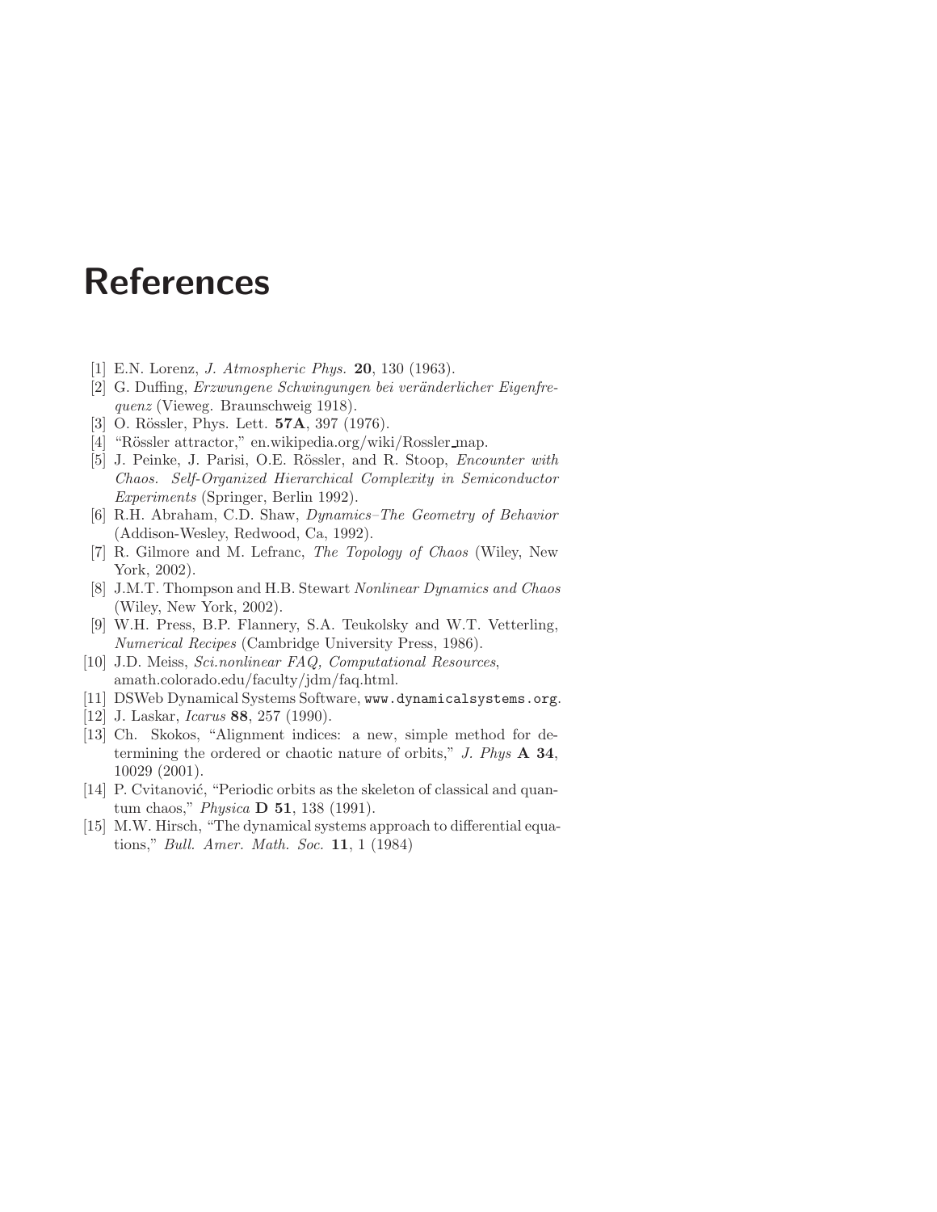# References

[1] E.N. Lorenz, *J. Atmospheric Phys.* **20**, 130 (1963).

[2] G. Duffing, *Erzwungene Schwingungen bei veränderlicher Eigenfrequenz* (Vieweg. Braunschweig 1918).

[3] O. Rössler, Phys. Lett. **57A**, 397 (1976).

[4] "Rössler attractor," en.wikipedia.org/wiki/Rossler_map.

[5] J. Peinke, J. Parisi, O.E. Rössler, and R. Stoop, *Encounter with Chaos. Self-Organized Hierarchical Complexity in Semiconductor Experiments* (Springer, Berlin 1992).

[6] R.H. Abraham, C.D. Shaw, *Dynamics–The Geometry of Behavior* (Addison-Wesley, Redwood, Ca, 1992).

[7] R. Gilmore and M. Lefranc, *The Topology of Chaos* (Wiley, New York, 2002).

[8] J.M.T. Thompson and H.B. Stewart *Nonlinear Dynamics and Chaos* (Wiley, New York, 2002).

[9] W.H. Press, B.P. Flannery, S.A. Teukolsky and W.T. Vetterling, *Numerical Recipes* (Cambridge University Press, 1986).

[10] J.D. Meiss, *Sci.nonlinear FAQ, Computational Resources*, amath.colorado.edu/faculty/jdm/faq.html.

[11] DSWeb Dynamical Systems Software, `www.dynamicalsystems.org`.

[12] J. Laskar, *Icarus* **88**, 257 (1990).

[13] Ch. Skokos, "Alignment indices: a new, simple method for determining the ordered or chaotic nature of orbits," *J. Phys* **A 34**, 10029 (2001).

[14] P. Cvitanović, "Periodic orbits as the skeleton of classical and quantum chaos," *Physica* **D 51**, 138 (1991).

[15] M.W. Hirsch, "The dynamical systems approach to differential equations," *Bull. Amer. Math. Soc.* **11**, 1 (1984)